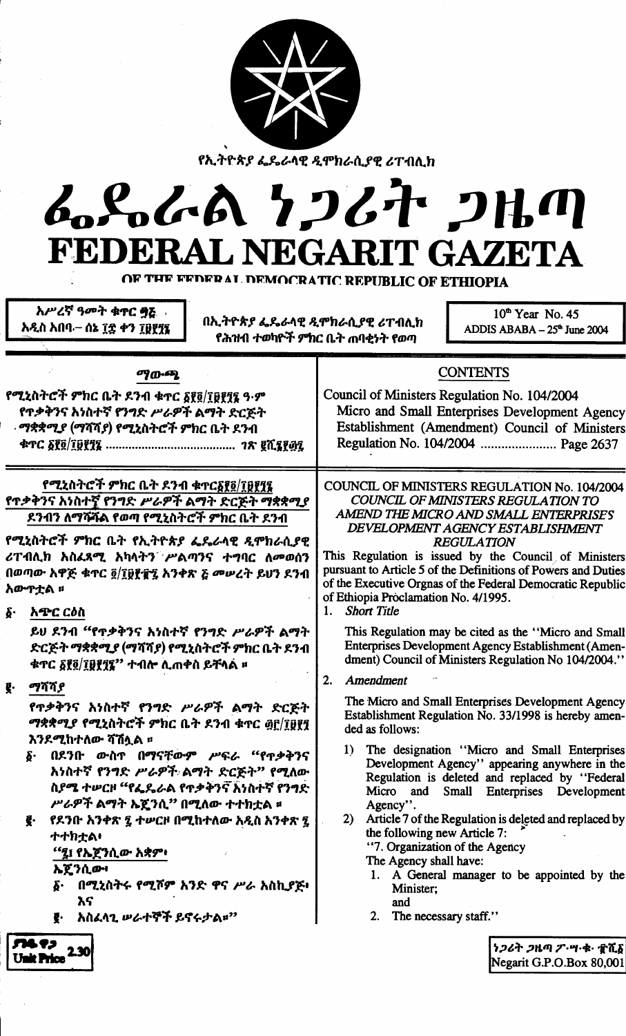የኢትዮጵያ ፌዴራላዊ ዲሞክራሲያዊ ሪፐብሊክ

# ፌዴራል ነጋሪት ጋዜጣ
# FEDERAL NEGARIT GAZETA
## OF THE FEDERAL DEMOCRATIC REPUBLIC OF ETHIOPIA

አሥረኛ ዓመት ቁጥር ፵፭
አዲስ አበባ– ሰኔ ፲፰ ቀን ፲፱፻፺፮

በኢትዮጵያ ፌዴራላዊ ዲሞክራሲያዊ ሪፐብሊክ የሕዝብ ተወካዮች ምክር ቤት ጠባቂነት የወጣ

10th Year No. 45
ADDIS ABABA – 25th June 2004

## ማውጫ

የሚኒስትሮች ምክር ቤት ደንብ ቁጥር ፩፻፬/፲፱፻፺፮ ዓ.ም
የጥቃቅንና አነስተኛ የንግድ ሥራዎች ልማት ድርጅት ማቋቋሚያ (ማሻሻያ) የሚኒስትሮች ምክር ቤት ደንብ ቁጥር ፩፻፬/፲፱፻፺፮ ........................ ገጽ ፪ሺ፮፻፴፯

## CONTENTS

Council of Ministers Regulation No. 104/2004
Micro and Small Enterprises Development Agency Establishment (Amendment) Council of Ministers Regulation No. 104/2004 ........................ Page 2637

### የሚኒስትሮች ምክር ቤት ደንብ ቁጥር ፩፻፬/፲፱፻፺፮
### የጥቃቅንና አነስተኛ የንግድ ሥራዎች ልማት ድርጅት ማቋቋሚያ ደንብን ለማሻሻል የወጣ የሚኒስትሮች ምክር ቤት ደንብ

የሚኒስትሮች ምክር ቤት የኢትዮጵያ ፌዴራላዊ ዲሞክራሲያዊ ሪፐብሊክ አስፈጻሚ አካላትን ሥልጣንና ተግባር ለመወሰን በወጣው አዋጅ ቁጥር ፬/፲፱፻፹፯ አንቀጽ ፭ መሠረት ይህን ደንብ አውጥቷል ።

፩· **አጭር ርዕስ**

ይህ ደንብ "የጥቃቅንና አነስተኛ የንግድ ሥራዎች ልማት ድርጅት ማቋቋሚያ (ማሻሻያ) የሚኒስትሮች ምክር ቤት ደንብ ቁጥር ፩፻፬/፲፱፻፺፮" ተብሎ ሊጠቀስ ይችላል ።

፪· **ማሻሻያ**

የጥቃቅንና አነስተኛ የንግድ ሥራዎች ልማት ድርጅት ማቋቋሚያ የሚኒስትሮች ምክር ቤት ደንብ ቁጥር ፴፫/፲፱፻፺ እንደሚከተለው ተሻሽሏል ።

፩· በደንቡ ውስጥ በማናቸውም ሥፍራ "የጥቃቅንና አነስተኛ የንግድ ሥራዎች ልማት ድርጅት" የሚለው ስያሜ ተሠርዞ "የፌዴራል የጥቃቅንና አነስተኛ የንግድ ሥራዎች ልማት ኤጀንሲ" በሚለው ተተክቷል ።

፪· የደንቡ አንቀጽ ፯ ተሠርዞ በሚከተለው አዲስ አንቀጽ ፯ ተተክቷል፣

"፯/ የኤጀንሲው አቋም፣

ኤጀንሲው፣

፩· በሚኒስትሩ የሚሾም አንድ ዋና ሥራ አስኪያጅ፣ እና

፪· አስፈላጊ ሠራተኞች ይኖሩታል።"

### COUNCIL OF MINISTERS REGULATION No. 104/2004
### *COUNCIL OF MINISTERS REGULATION TO AMEND THE MICRO AND SMALL ENTERPRISES DEVELOPMENT AGENCY ESTABLISHMENT REGULATION*

This Regulation is issued by the Council of Ministers pursuant to Article 5 of the Definitions of Powers and Duties of the Executive Orgnas of the Federal Democratic Republic of Ethiopia Proclamation No. 4/1995.

1. *Short Title*

   This Regulation may be cited as the "Micro and Small Enterprises Development Agency Establishment (Amendment) Council of Ministers Regulation No 104/2004."

2. *Amendment*

   The Micro and Small Enterprises Development Agency Establishment Regulation No. 33/1998 is hereby amended as follows:

   1) The designation "Micro and Small Enterprises Development Agency" appearing anywhere in the Regulation is deleted and replaced by "Federal Micro and Small Enterprises Development Agency".
   2) Article 7 of the Regulation is deleted and replaced by the following new Article 7:

      "7. Organization of the Agency

      The Agency shall have:

      1. A General manager to be appointed by the Minister;

         and

      2. The necessary staff."

ያንዱ ዋጋ
Unit Price 2.30

ነጋሪት ጋዜጣ ፖ·ሣ·ቁ· ፹ሺ፩
Negarit G.P.O.Box 80,001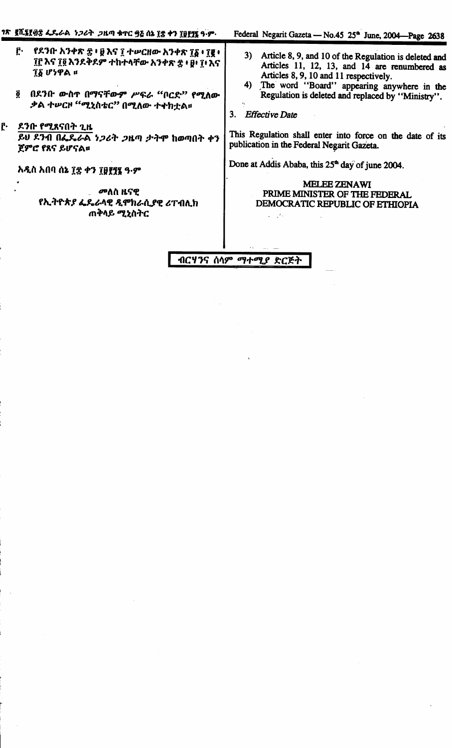፫· የደንቡ አንቀጽ ፰ ፣ ፱ እና ፲ ተሠርዘው አንቀጽ ፲፩ ፣ ፲፪ ፣ ፲፫ እና ፲፬ እንደቅደም ተከተላቸው አንቀጽ ፰ ፣ ፱፣ ፲፣ እና ፲፩ ሆነዋል ።

፬ በደንቡ ውስጥ በማናቸውም ሥፍራ "ቦርድ" የሚለው ቃል ተሠርዞ "ሚኒስቴር" በሚለው ተተክቷል።

፫· ደንቡ የሚጸናበት ጊዜ

ይህ ደንብ በፌዴራል ነጋሪት ጋዜጣ ታትሞ ከወጣበት ቀን ጀምሮ የጸና ይሆናል።

አዲስ አበባ ሰኔ ፲፰ ቀን ፲፱፻፺፮ ዓ·ም

መለስ ዜናዊ
የኢትዮጵያ ፌዴራላዊ ዲሞክራሲያዊ ሪፐብሊክ
ጠቅላይ ሚኒስትር

3) Article 8, 9, and 10 of the Regulation is deleted and Articles 11, 12, 13, and 14 are renumbered as Articles 8, 9, 10 and 11 respectively.

4) The word "Board" appearing anywhere in the Regulation is deleted and replaced by "Ministry".

3. *Effective Date*

This Regulation shall enter into force on the date of its publication in the Federal Negarit Gazeta.

Done at Addis Ababa, this 25th day of june 2004.

MELEE ZENAWI
PRIME MINISTER OF THE FEDERAL
DEMOCRATIC REPUBLIC OF ETHIOPIA

ብርሃንና ሰላም ማተሚያ ድርጅት